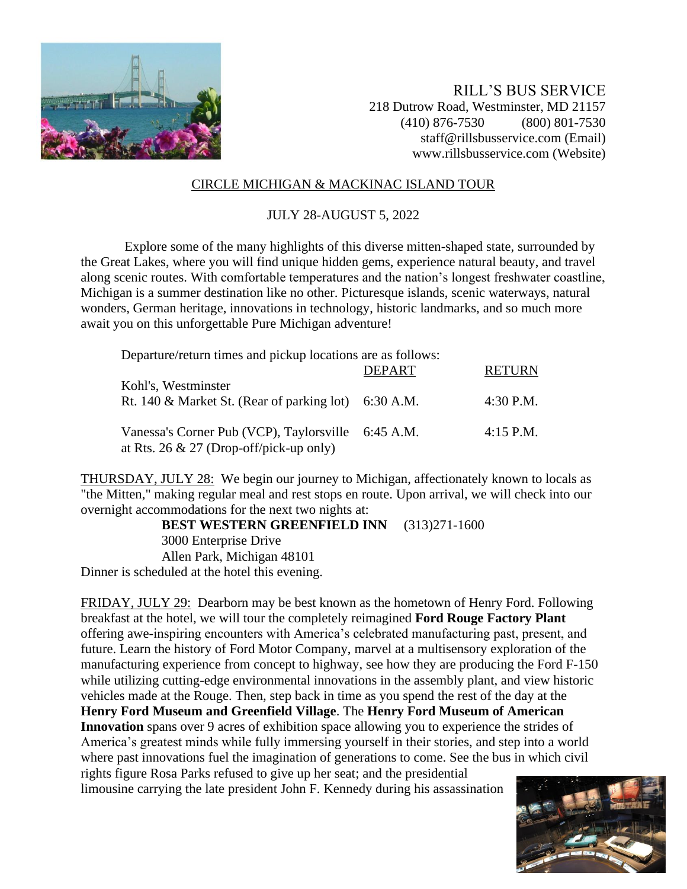RILL'S BUS SERVICE
218 Dutrow Road, Westminster, MD 21157
(410) 876-7530     (800) 801-7530
staff@rillsbusservice.com (Email)
www.rillsbusservice.com (Website)

## CIRCLE MICHIGAN & MACKINAC ISLAND TOUR

JULY 28-AUGUST 5, 2022

Explore some of the many highlights of this diverse mitten-shaped state, surrounded by the Great Lakes, where you will find unique hidden gems, experience natural beauty, and travel along scenic routes. With comfortable temperatures and the nation's longest freshwater coastline, Michigan is a summer destination like no other. Picturesque islands, scenic waterways, natural wonders, German heritage, innovations in technology, historic landmarks, and so much more await you on this unforgettable Pure Michigan adventure!

Departure/return times and pickup locations are as follows:

| | DEPART | RETURN |
| --- | --- | --- |
| Kohl's, Westminster Rt. 140 & Market St. (Rear of parking lot) | 6:30 A.M. | 4:30 P.M. |
| Vanessa's Corner Pub (VCP), Taylorsville at Rts. 26 & 27 (Drop-off/pick-up only) | 6:45 A.M. | 4:15 P.M. |

THURSDAY, JULY 28: We begin our journey to Michigan, affectionately known to locals as "the Mitten," making regular meal and rest stops en route. Upon arrival, we will check into our overnight accommodations for the next two nights at:

**BEST WESTERN GREENFIELD INN** (313)271-1600
3000 Enterprise Drive
Allen Park, Michigan 48101

Dinner is scheduled at the hotel this evening.

FRIDAY, JULY 29: Dearborn may be best known as the hometown of Henry Ford. Following breakfast at the hotel, we will tour the completely reimagined **Ford Rouge Factory Plant** offering awe-inspiring encounters with America's celebrated manufacturing past, present, and future. Learn the history of Ford Motor Company, marvel at a multisensory exploration of the manufacturing experience from concept to highway, see how they are producing the Ford F-150 while utilizing cutting-edge environmental innovations in the assembly plant, and view historic vehicles made at the Rouge. Then, step back in time as you spend the rest of the day at the **Henry Ford Museum and Greenfield Village**. The **Henry Ford Museum of American Innovation** spans over 9 acres of exhibition space allowing you to experience the strides of America's greatest minds while fully immersing yourself in their stories, and step into a world where past innovations fuel the imagination of generations to come. See the bus in which civil rights figure Rosa Parks refused to give up her seat; and the presidential limousine carrying the late president John F. Kennedy during his assassination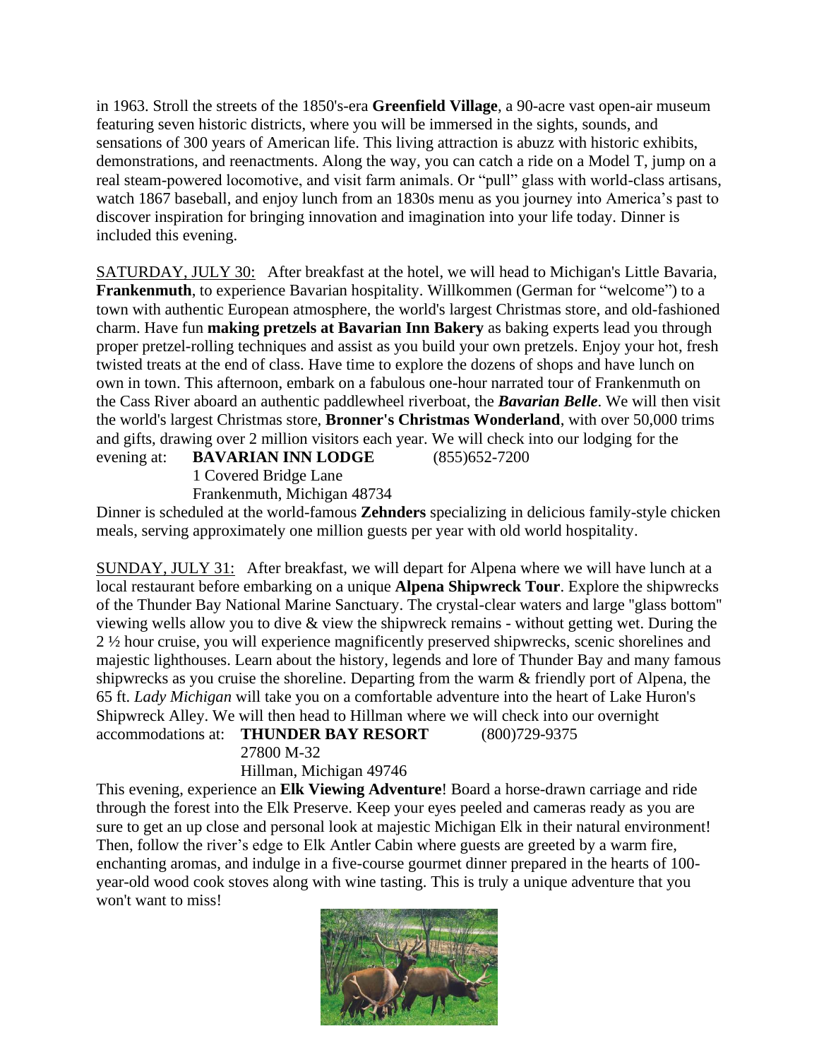in 1963. Stroll the streets of the 1850's-era **Greenfield Village**, a 90-acre vast open-air museum featuring seven historic districts, where you will be immersed in the sights, sounds, and sensations of 300 years of American life. This living attraction is abuzz with historic exhibits, demonstrations, and reenactments. Along the way, you can catch a ride on a Model T, jump on a real steam-powered locomotive, and visit farm animals. Or "pull" glass with world-class artisans, watch 1867 baseball, and enjoy lunch from an 1830s menu as you journey into America's past to discover inspiration for bringing innovation and imagination into your life today. Dinner is included this evening.

SATURDAY, JULY 30: After breakfast at the hotel, we will head to Michigan's Little Bavaria, **Frankenmuth**, to experience Bavarian hospitality. Willkommen (German for "welcome") to a town with authentic European atmosphere, the world's largest Christmas store, and old-fashioned charm. Have fun **making pretzels at Bavarian Inn Bakery** as baking experts lead you through proper pretzel-rolling techniques and assist as you build your own pretzels. Enjoy your hot, fresh twisted treats at the end of class. Have time to explore the dozens of shops and have lunch on own in town. This afternoon, embark on a fabulous one-hour narrated tour of Frankenmuth on the Cass River aboard an authentic paddlewheel riverboat, the ***Bavarian Belle***. We will then visit the world's largest Christmas store, **Bronner's Christmas Wonderland**, with over 50,000 trims and gifts, drawing over 2 million visitors each year. We will check into our lodging for the evening at: **BAVARIAN INN LODGE** (855)652-7200
1 Covered Bridge Lane
Frankenmuth, Michigan 48734

Dinner is scheduled at the world-famous **Zehnders** specializing in delicious family-style chicken meals, serving approximately one million guests per year with old world hospitality.

SUNDAY, JULY 31: After breakfast, we will depart for Alpena where we will have lunch at a local restaurant before embarking on a unique **Alpena Shipwreck Tour**. Explore the shipwrecks of the Thunder Bay National Marine Sanctuary. The crystal-clear waters and large "glass bottom" viewing wells allow you to dive & view the shipwreck remains - without getting wet. During the 2 ½ hour cruise, you will experience magnificently preserved shipwrecks, scenic shorelines and majestic lighthouses. Learn about the history, legends and lore of Thunder Bay and many famous shipwrecks as you cruise the shoreline. Departing from the warm & friendly port of Alpena, the 65 ft. *Lady Michigan* will take you on a comfortable adventure into the heart of Lake Huron's Shipwreck Alley. We will then head to Hillman where we will check into our overnight accommodations at: **THUNDER BAY RESORT** (800)729-9375
27800 M-32
Hillman, Michigan 49746

This evening, experience an **Elk Viewing Adventure**! Board a horse-drawn carriage and ride through the forest into the Elk Preserve. Keep your eyes peeled and cameras ready as you are sure to get an up close and personal look at majestic Michigan Elk in their natural environment! Then, follow the river's edge to Elk Antler Cabin where guests are greeted by a warm fire, enchanting aromas, and indulge in a five-course gourmet dinner prepared in the hearts of 100-year-old wood cook stoves along with wine tasting. This is truly a unique adventure that you won't want to miss!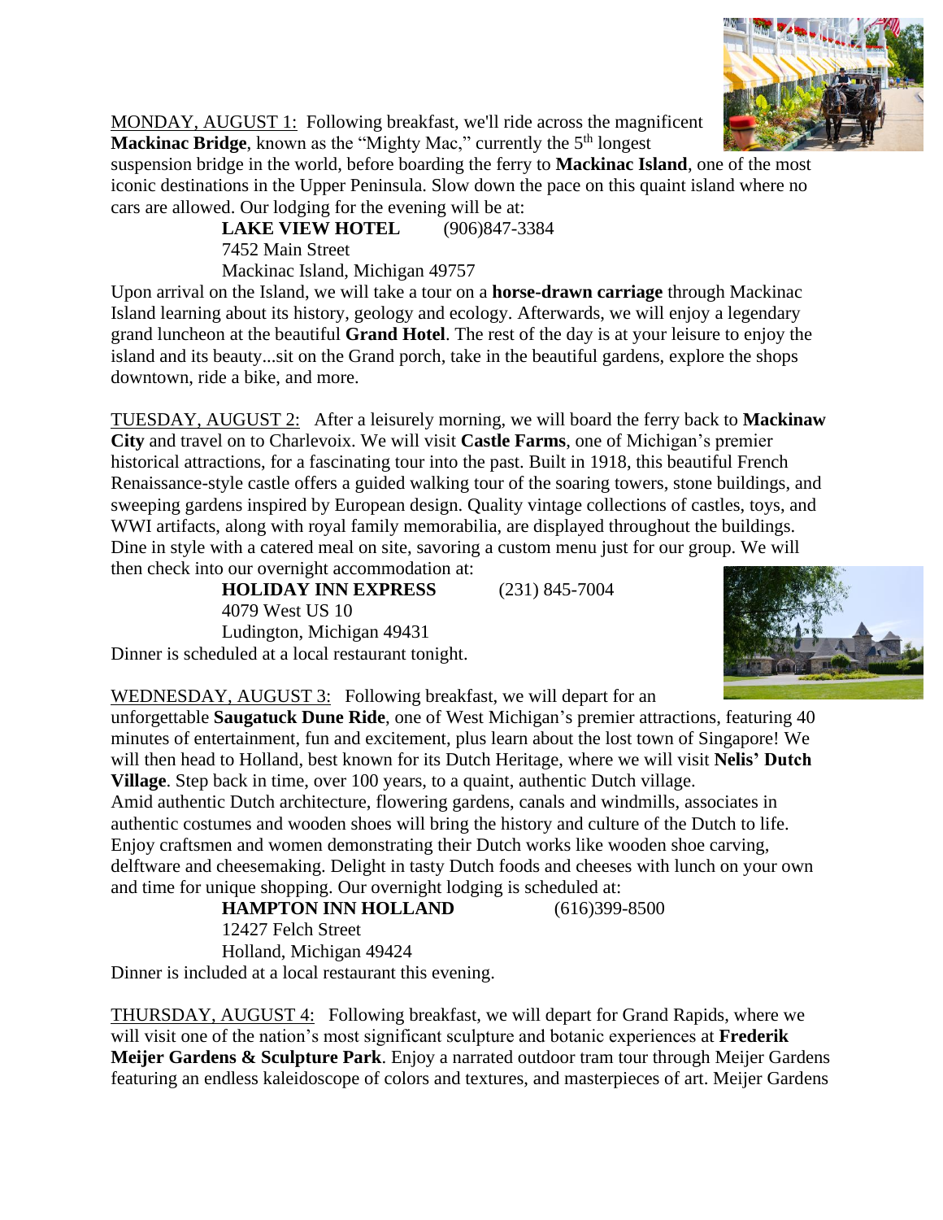<u>MONDAY, AUGUST 1:</u> Following breakfast, we'll ride across the magnificent **Mackinac Bridge**, known as the "Mighty Mac," currently the 5th longest suspension bridge in the world, before boarding the ferry to **Mackinac Island**, one of the most iconic destinations in the Upper Peninsula. Slow down the pace on this quaint island where no cars are allowed. Our lodging for the evening will be at:

**LAKE VIEW HOTEL** (906)847-3384
7452 Main Street
Mackinac Island, Michigan 49757

Upon arrival on the Island, we will take a tour on a **horse-drawn carriage** through Mackinac Island learning about its history, geology and ecology. Afterwards, we will enjoy a legendary grand luncheon at the beautiful **Grand Hotel**. The rest of the day is at your leisure to enjoy the island and its beauty...sit on the Grand porch, take in the beautiful gardens, explore the shops downtown, ride a bike, and more.

<u>TUESDAY, AUGUST 2:</u> After a leisurely morning, we will board the ferry back to **Mackinaw City** and travel on to Charlevoix. We will visit **Castle Farms**, one of Michigan's premier historical attractions, for a fascinating tour into the past. Built in 1918, this beautiful French Renaissance-style castle offers a guided walking tour of the soaring towers, stone buildings, and sweeping gardens inspired by European design. Quality vintage collections of castles, toys, and WWI artifacts, along with royal family memorabilia, are displayed throughout the buildings. Dine in style with a catered meal on site, savoring a custom menu just for our group. We will then check into our overnight accommodation at:

**HOLIDAY INN EXPRESS** (231) 845-7004
4079 West US 10
Ludington, Michigan 49431

Dinner is scheduled at a local restaurant tonight.

<u>WEDNESDAY, AUGUST 3:</u> Following breakfast, we will depart for an unforgettable **Saugatuck Dune Ride**, one of West Michigan's premier attractions, featuring 40 minutes of entertainment, fun and excitement, plus learn about the lost town of Singapore! We will then head to Holland, best known for its Dutch Heritage, where we will visit **Nelis' Dutch Village**. Step back in time, over 100 years, to a quaint, authentic Dutch village. Amid authentic Dutch architecture, flowering gardens, canals and windmills, associates in authentic costumes and wooden shoes will bring the history and culture of the Dutch to life. Enjoy craftsmen and women demonstrating their Dutch works like wooden shoe carving, delftware and cheesemaking. Delight in tasty Dutch foods and cheeses with lunch on your own and time for unique shopping. Our overnight lodging is scheduled at:

**HAMPTON INN HOLLAND** (616)399-8500
12427 Felch Street
Holland, Michigan 49424

Dinner is included at a local restaurant this evening.

<u>THURSDAY, AUGUST 4:</u> Following breakfast, we will depart for Grand Rapids, where we will visit one of the nation's most significant sculpture and botanic experiences at **Frederik Meijer Gardens & Sculpture Park**. Enjoy a narrated outdoor tram tour through Meijer Gardens featuring an endless kaleidoscope of colors and textures, and masterpieces of art. Meijer Gardens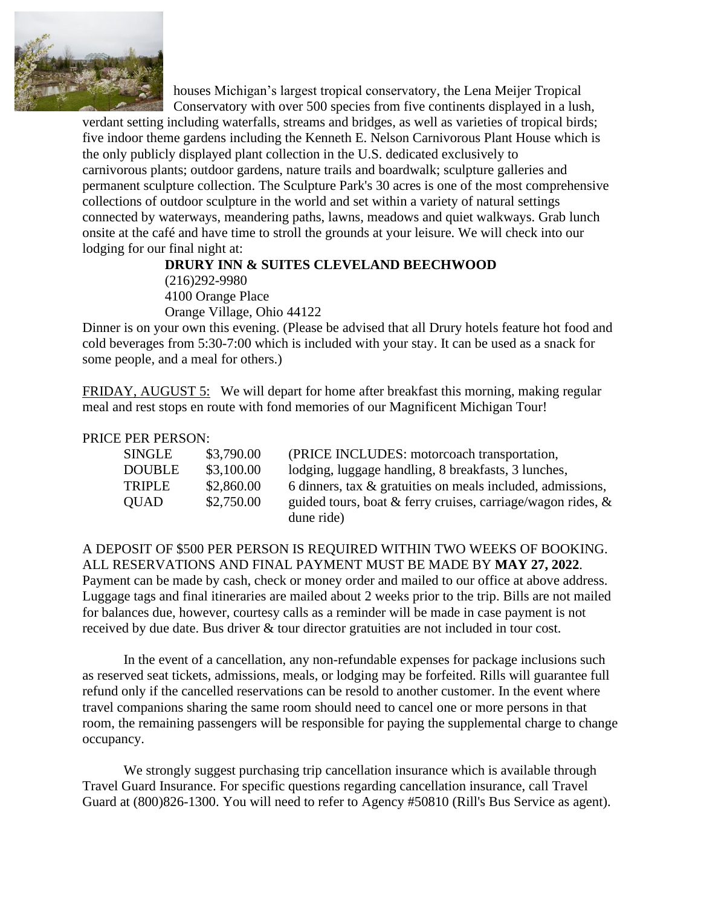houses Michigan's largest tropical conservatory, the Lena Meijer Tropical Conservatory with over 500 species from five continents displayed in a lush, verdant setting including waterfalls, streams and bridges, as well as varieties of tropical birds; five indoor theme gardens including the Kenneth E. Nelson Carnivorous Plant House which is the only publicly displayed plant collection in the U.S. dedicated exclusively to carnivorous plants; outdoor gardens, nature trails and boardwalk; sculpture galleries and permanent sculpture collection. The Sculpture Park's 30 acres is one of the most comprehensive collections of outdoor sculpture in the world and set within a variety of natural settings connected by waterways, meandering paths, lawns, meadows and quiet walkways. Grab lunch onsite at the café and have time to stroll the grounds at your leisure. We will check into our lodging for our final night at:

**DRURY INN & SUITES CLEVELAND BEECHWOOD**
(216)292-9980
4100 Orange Place
Orange Village, Ohio 44122

Dinner is on your own this evening. (Please be advised that all Drury hotels feature hot food and cold beverages from 5:30-7:00 which is included with your stay. It can be used as a snack for some people, and a meal for others.)

FRIDAY, AUGUST 5: We will depart for home after breakfast this morning, making regular meal and rest stops en route with fond memories of our Magnificent Michigan Tour!

PRICE PER PERSON:

| | | |
|---|---|---|
| SINGLE | $3,790.00 | (PRICE INCLUDES: motorcoach transportation, |
| DOUBLE | $3,100.00 | lodging, luggage handling, 8 breakfasts, 3 lunches, |
| TRIPLE | $2,860.00 | 6 dinners, tax & gratuities on meals included, admissions, |
| QUAD | $2,750.00 | guided tours, boat & ferry cruises, carriage/wagon rides, & dune ride) |

A DEPOSIT OF $500 PER PERSON IS REQUIRED WITHIN TWO WEEKS OF BOOKING. ALL RESERVATIONS AND FINAL PAYMENT MUST BE MADE BY **MAY 27, 2022**. Payment can be made by cash, check or money order and mailed to our office at above address. Luggage tags and final itineraries are mailed about 2 weeks prior to the trip. Bills are not mailed for balances due, however, courtesy calls as a reminder will be made in case payment is not received by due date. Bus driver & tour director gratuities are not included in tour cost.

In the event of a cancellation, any non-refundable expenses for package inclusions such as reserved seat tickets, admissions, meals, or lodging may be forfeited. Rills will guarantee full refund only if the cancelled reservations can be resold to another customer. In the event where travel companions sharing the same room should need to cancel one or more persons in that room, the remaining passengers will be responsible for paying the supplemental charge to change occupancy.

We strongly suggest purchasing trip cancellation insurance which is available through Travel Guard Insurance. For specific questions regarding cancellation insurance, call Travel Guard at (800)826-1300. You will need to refer to Agency #50810 (Rill's Bus Service as agent).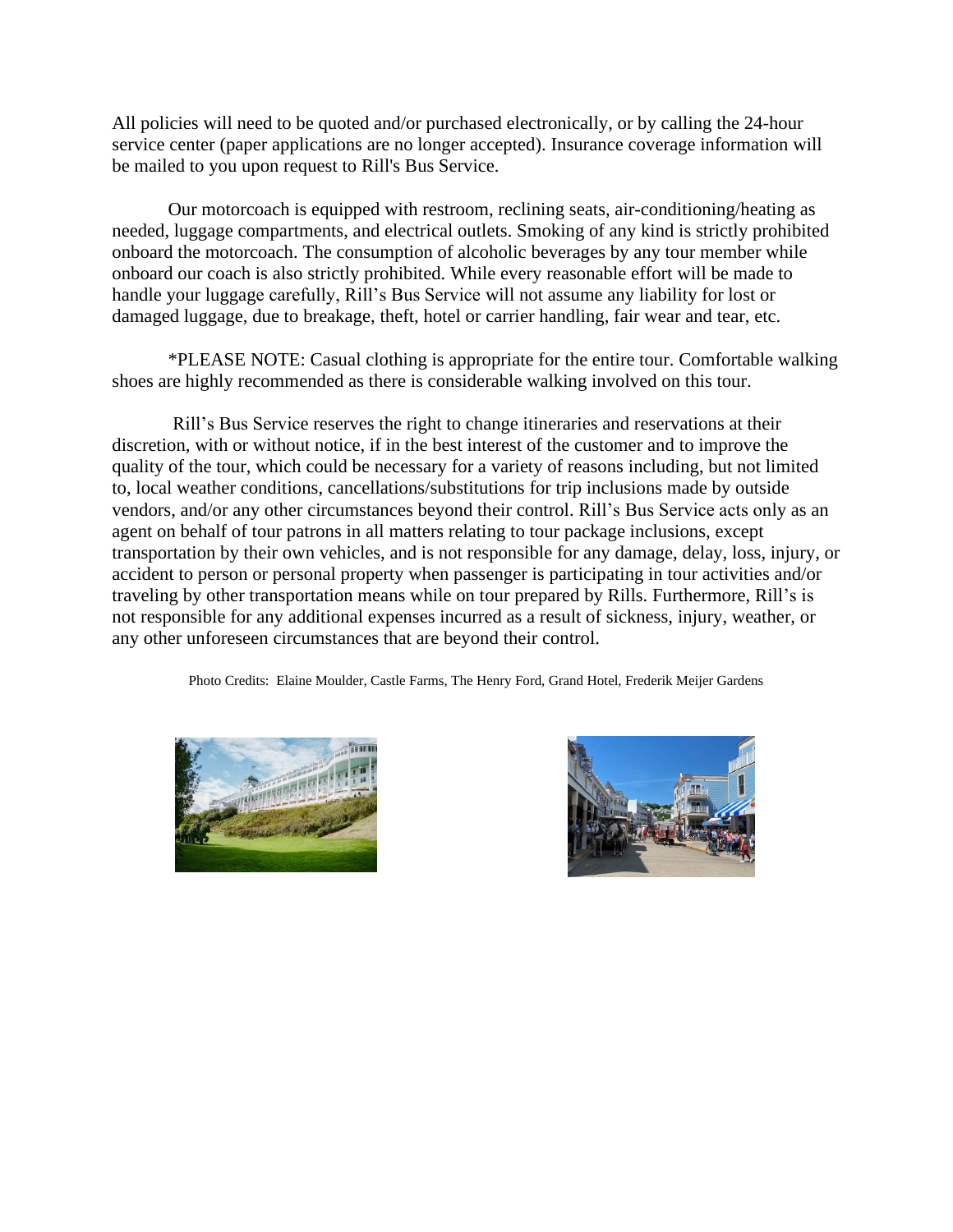All policies will need to be quoted and/or purchased electronically, or by calling the 24-hour service center (paper applications are no longer accepted). Insurance coverage information will be mailed to you upon request to Rill's Bus Service.

Our motorcoach is equipped with restroom, reclining seats, air-conditioning/heating as needed, luggage compartments, and electrical outlets. Smoking of any kind is strictly prohibited onboard the motorcoach. The consumption of alcoholic beverages by any tour member while onboard our coach is also strictly prohibited. While every reasonable effort will be made to handle your luggage carefully, Rill's Bus Service will not assume any liability for lost or damaged luggage, due to breakage, theft, hotel or carrier handling, fair wear and tear, etc.

*PLEASE NOTE: Casual clothing is appropriate for the entire tour. Comfortable walking shoes are highly recommended as there is considerable walking involved on this tour.

Rill's Bus Service reserves the right to change itineraries and reservations at their discretion, with or without notice, if in the best interest of the customer and to improve the quality of the tour, which could be necessary for a variety of reasons including, but not limited to, local weather conditions, cancellations/substitutions for trip inclusions made by outside vendors, and/or any other circumstances beyond their control. Rill's Bus Service acts only as an agent on behalf of tour patrons in all matters relating to tour package inclusions, except transportation by their own vehicles, and is not responsible for any damage, delay, loss, injury, or accident to person or personal property when passenger is participating in tour activities and/or traveling by other transportation means while on tour prepared by Rills. Furthermore, Rill's is not responsible for any additional expenses incurred as a result of sickness, injury, weather, or any other unforeseen circumstances that are beyond their control.

Photo Credits: Elaine Moulder, Castle Farms, The Henry Ford, Grand Hotel, Frederik Meijer Gardens